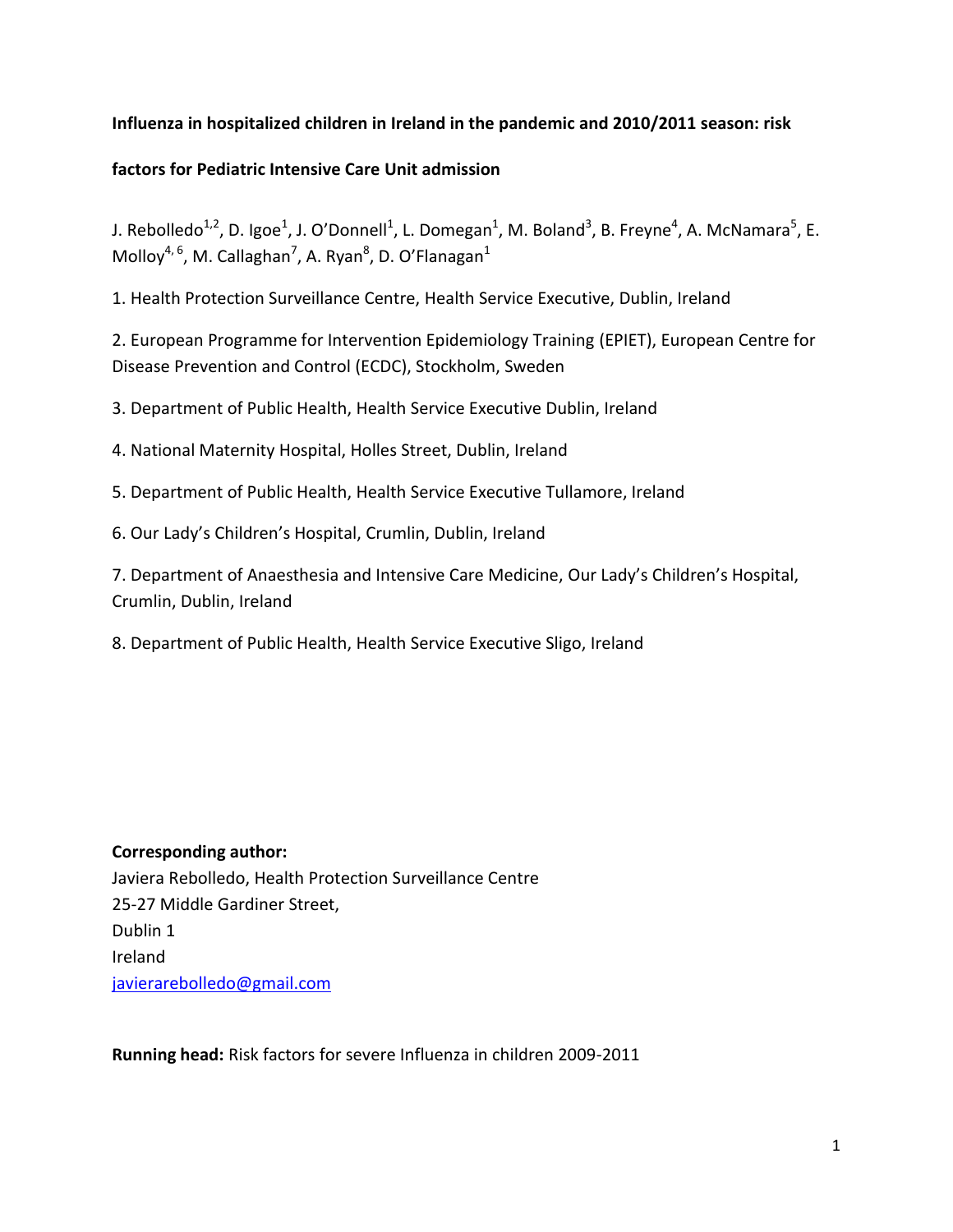**Influenza in hospitalized children in Ireland in the pandemic and 2010/2011 season: risk factors for Pediatric Intensive Care Unit admission**

J. Rebolledo[1,2], D. Igoe[1], J. O'Donnell[1], L. Domegan[1], M. Boland[3], B. Freyne[4], A. McNamara[5], E. Molloy[4,6], M. Callaghan[7], A. Ryan[8], D. O'Flanagan[1]

1. Health Protection Surveillance Centre, Health Service Executive, Dublin, Ireland
2. European Programme for Intervention Epidemiology Training (EPIET), European Centre for Disease Prevention and Control (ECDC), Stockholm, Sweden
3. Department of Public Health, Health Service Executive Dublin, Ireland
4. National Maternity Hospital, Holles Street, Dublin, Ireland
5. Department of Public Health, Health Service Executive Tullamore, Ireland
6. Our Lady's Children's Hospital, Crumlin, Dublin, Ireland
7. Department of Anaesthesia and Intensive Care Medicine, Our Lady's Children's Hospital, Crumlin, Dublin, Ireland
8. Department of Public Health, Health Service Executive Sligo, Ireland

**Corresponding author:**
Javiera Rebolledo, Health Protection Surveillance Centre
25-27 Middle Gardiner Street,
Dublin 1
Ireland
javierarebolledo@gmail.com

**Running head:** Risk factors for severe Influenza in children 2009-2011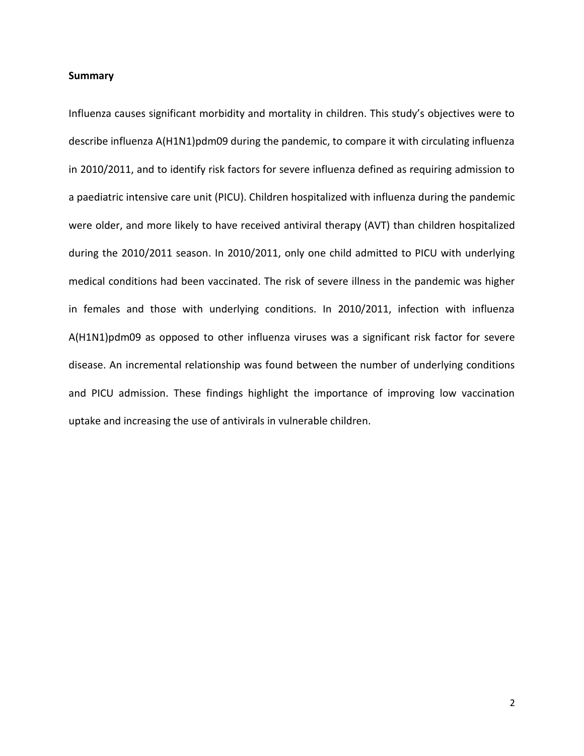**Summary**

Influenza causes significant morbidity and mortality in children. This study's objectives were to describe influenza A(H1N1)pdm09 during the pandemic, to compare it with circulating influenza in 2010/2011, and to identify risk factors for severe influenza defined as requiring admission to a paediatric intensive care unit (PICU). Children hospitalized with influenza during the pandemic were older, and more likely to have received antiviral therapy (AVT) than children hospitalized during the 2010/2011 season. In 2010/2011, only one child admitted to PICU with underlying medical conditions had been vaccinated. The risk of severe illness in the pandemic was higher in females and those with underlying conditions. In 2010/2011, infection with influenza A(H1N1)pdm09 as opposed to other influenza viruses was a significant risk factor for severe disease. An incremental relationship was found between the number of underlying conditions and PICU admission. These findings highlight the importance of improving low vaccination uptake and increasing the use of antivirals in vulnerable children.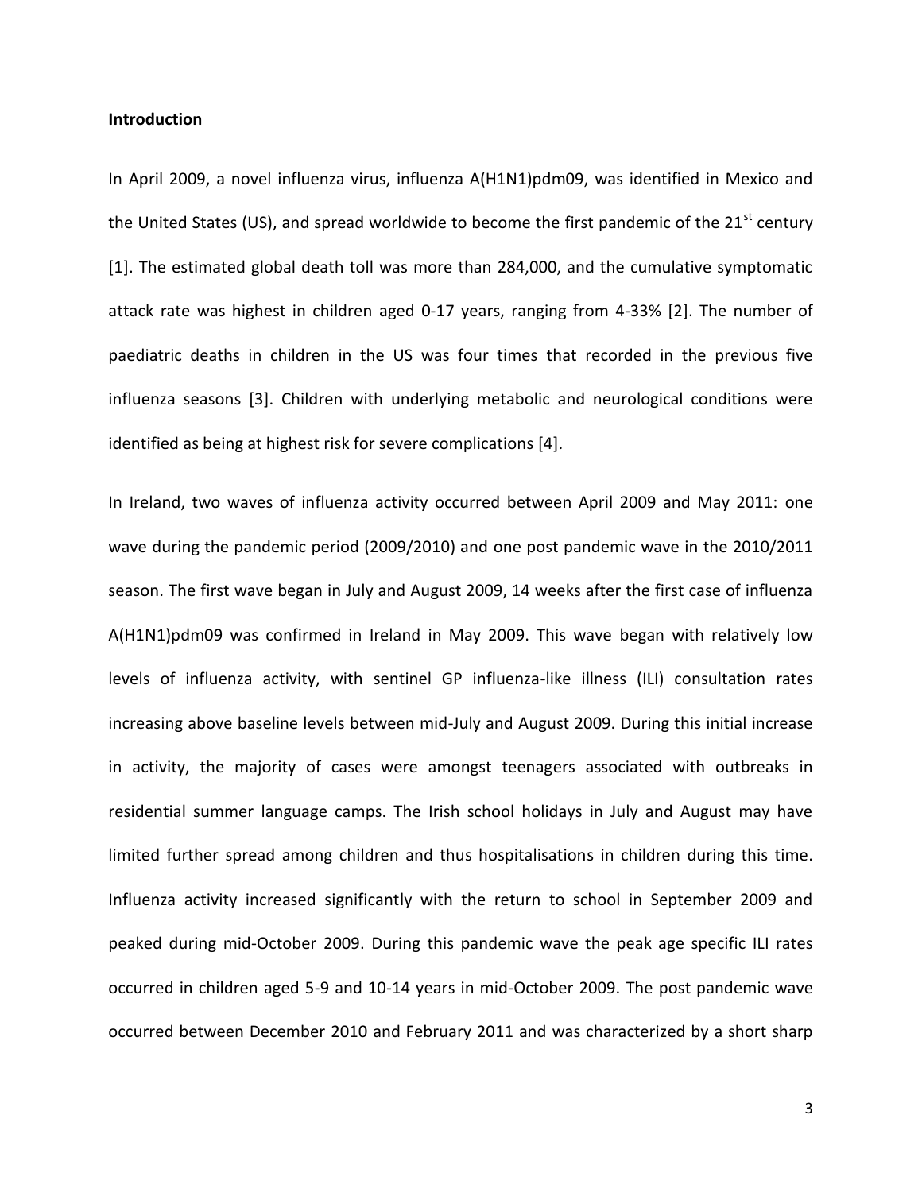**Introduction**

In April 2009, a novel influenza virus, influenza A(H1N1)pdm09, was identified in Mexico and the United States (US), and spread worldwide to become the first pandemic of the 21st century [1]. The estimated global death toll was more than 284,000, and the cumulative symptomatic attack rate was highest in children aged 0-17 years, ranging from 4-33% [2]. The number of paediatric deaths in children in the US was four times that recorded in the previous five influenza seasons [3]. Children with underlying metabolic and neurological conditions were identified as being at highest risk for severe complications [4].

In Ireland, two waves of influenza activity occurred between April 2009 and May 2011: one wave during the pandemic period (2009/2010) and one post pandemic wave in the 2010/2011 season. The first wave began in July and August 2009, 14 weeks after the first case of influenza A(H1N1)pdm09 was confirmed in Ireland in May 2009. This wave began with relatively low levels of influenza activity, with sentinel GP influenza-like illness (ILI) consultation rates increasing above baseline levels between mid-July and August 2009. During this initial increase in activity, the majority of cases were amongst teenagers associated with outbreaks in residential summer language camps. The Irish school holidays in July and August may have limited further spread among children and thus hospitalisations in children during this time. Influenza activity increased significantly with the return to school in September 2009 and peaked during mid-October 2009. During this pandemic wave the peak age specific ILI rates occurred in children aged 5-9 and 10-14 years in mid-October 2009. The post pandemic wave occurred between December 2010 and February 2011 and was characterized by a short sharp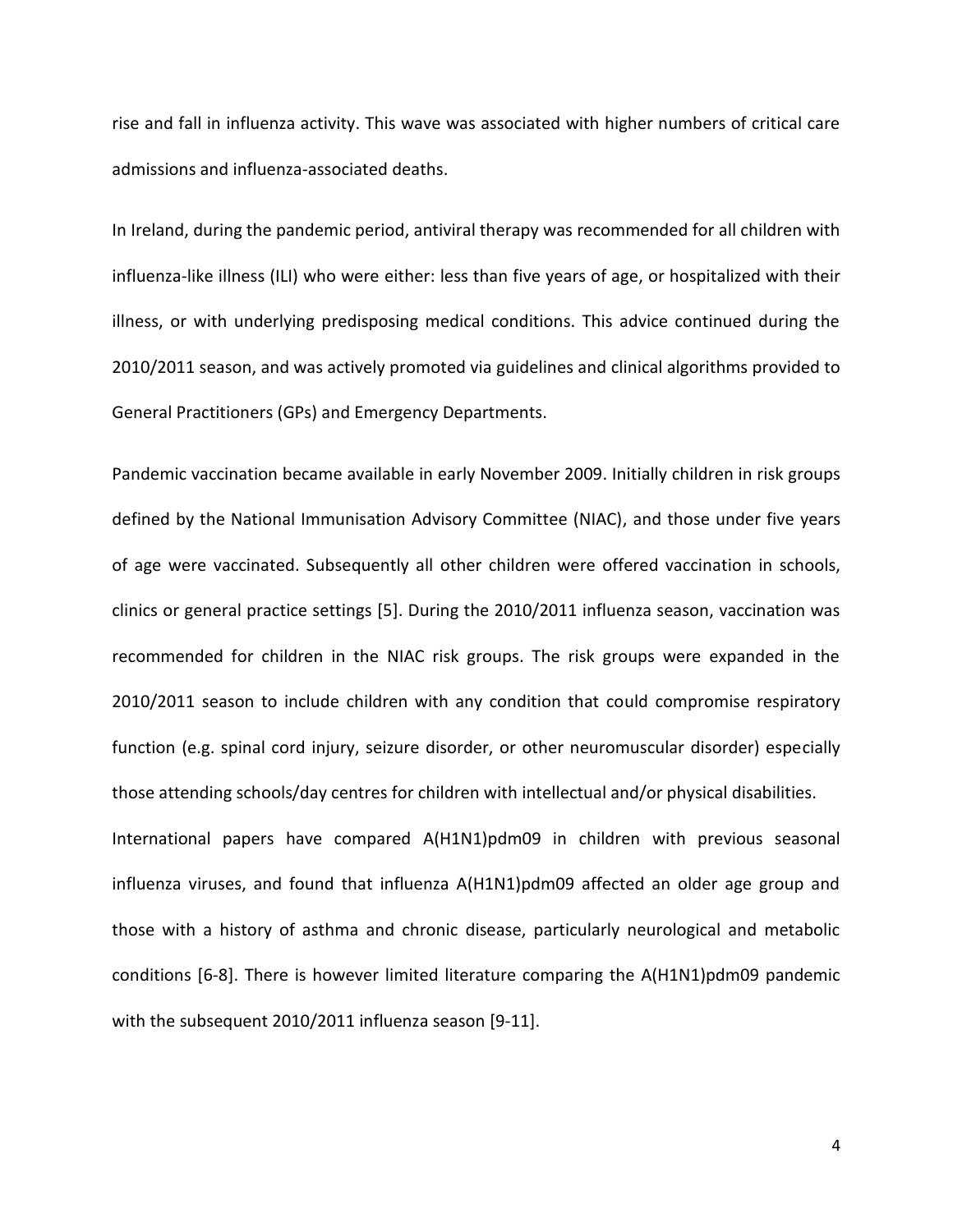rise and fall in influenza activity. This wave was associated with higher numbers of critical care admissions and influenza-associated deaths.

In Ireland, during the pandemic period, antiviral therapy was recommended for all children with influenza-like illness (ILI) who were either: less than five years of age, or hospitalized with their illness, or with underlying predisposing medical conditions. This advice continued during the 2010/2011 season, and was actively promoted via guidelines and clinical algorithms provided to General Practitioners (GPs) and Emergency Departments.

Pandemic vaccination became available in early November 2009. Initially children in risk groups defined by the National Immunisation Advisory Committee (NIAC), and those under five years of age were vaccinated. Subsequently all other children were offered vaccination in schools, clinics or general practice settings [5]. During the 2010/2011 influenza season, vaccination was recommended for children in the NIAC risk groups. The risk groups were expanded in the 2010/2011 season to include children with any condition that could compromise respiratory function (e.g. spinal cord injury, seizure disorder, or other neuromuscular disorder) especially those attending schools/day centres for children with intellectual and/or physical disabilities.

International papers have compared A(H1N1)pdm09 in children with previous seasonal influenza viruses, and found that influenza A(H1N1)pdm09 affected an older age group and those with a history of asthma and chronic disease, particularly neurological and metabolic conditions [6-8]. There is however limited literature comparing the A(H1N1)pdm09 pandemic with the subsequent 2010/2011 influenza season [9-11].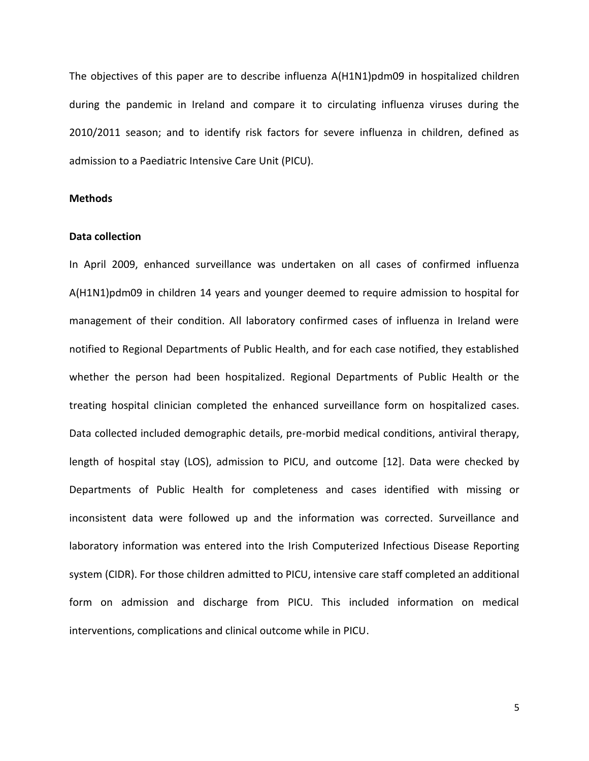The objectives of this paper are to describe influenza A(H1N1)pdm09 in hospitalized children during the pandemic in Ireland and compare it to circulating influenza viruses during the 2010/2011 season; and to identify risk factors for severe influenza in children, defined as admission to a Paediatric Intensive Care Unit (PICU).

## Methods

### Data collection

In April 2009, enhanced surveillance was undertaken on all cases of confirmed influenza A(H1N1)pdm09 in children 14 years and younger deemed to require admission to hospital for management of their condition. All laboratory confirmed cases of influenza in Ireland were notified to Regional Departments of Public Health, and for each case notified, they established whether the person had been hospitalized. Regional Departments of Public Health or the treating hospital clinician completed the enhanced surveillance form on hospitalized cases. Data collected included demographic details, pre-morbid medical conditions, antiviral therapy, length of hospital stay (LOS), admission to PICU, and outcome [12]. Data were checked by Departments of Public Health for completeness and cases identified with missing or inconsistent data were followed up and the information was corrected. Surveillance and laboratory information was entered into the Irish Computerized Infectious Disease Reporting system (CIDR). For those children admitted to PICU, intensive care staff completed an additional form on admission and discharge from PICU. This included information on medical interventions, complications and clinical outcome while in PICU.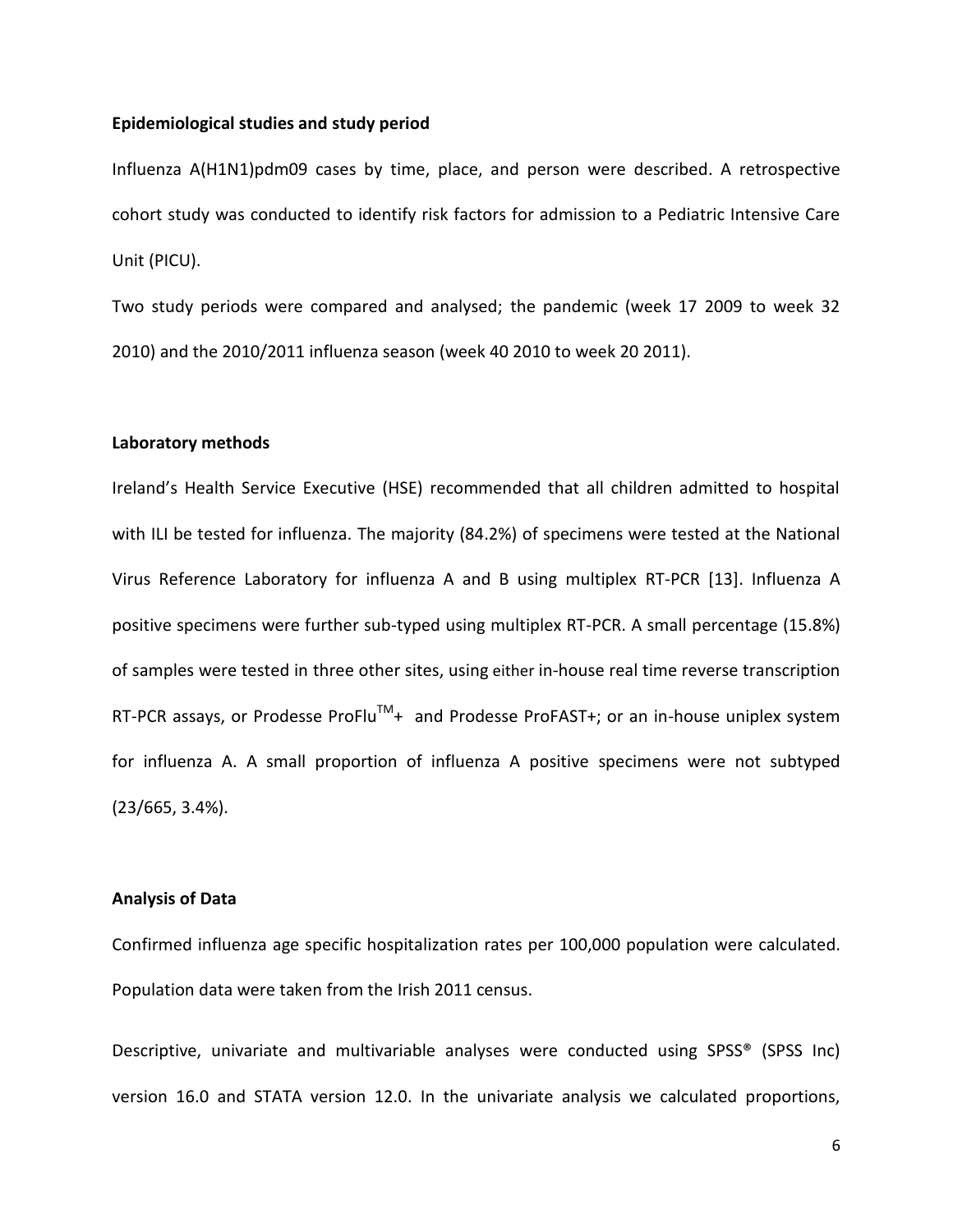**Epidemiological studies and study period**

Influenza A(H1N1)pdm09 cases by time, place, and person were described. A retrospective cohort study was conducted to identify risk factors for admission to a Pediatric Intensive Care Unit (PICU).

Two study periods were compared and analysed; the pandemic (week 17 2009 to week 32 2010) and the 2010/2011 influenza season (week 40 2010 to week 20 2011).

**Laboratory methods**

Ireland's Health Service Executive (HSE) recommended that all children admitted to hospital with ILI be tested for influenza. The majority (84.2%) of specimens were tested at the National Virus Reference Laboratory for influenza A and B using multiplex RT-PCR [13]. Influenza A positive specimens were further sub-typed using multiplex RT-PCR. A small percentage (15.8%) of samples were tested in three other sites, using either in-house real time reverse transcription RT-PCR assays, or Prodesse ProFlu™+ and Prodesse ProFAST+; or an in-house uniplex system for influenza A. A small proportion of influenza A positive specimens were not subtyped (23/665, 3.4%).

**Analysis of Data**

Confirmed influenza age specific hospitalization rates per 100,000 population were calculated. Population data were taken from the Irish 2011 census.

Descriptive, univariate and multivariable analyses were conducted using SPSS® (SPSS Inc) version 16.0 and STATA version 12.0. In the univariate analysis we calculated proportions,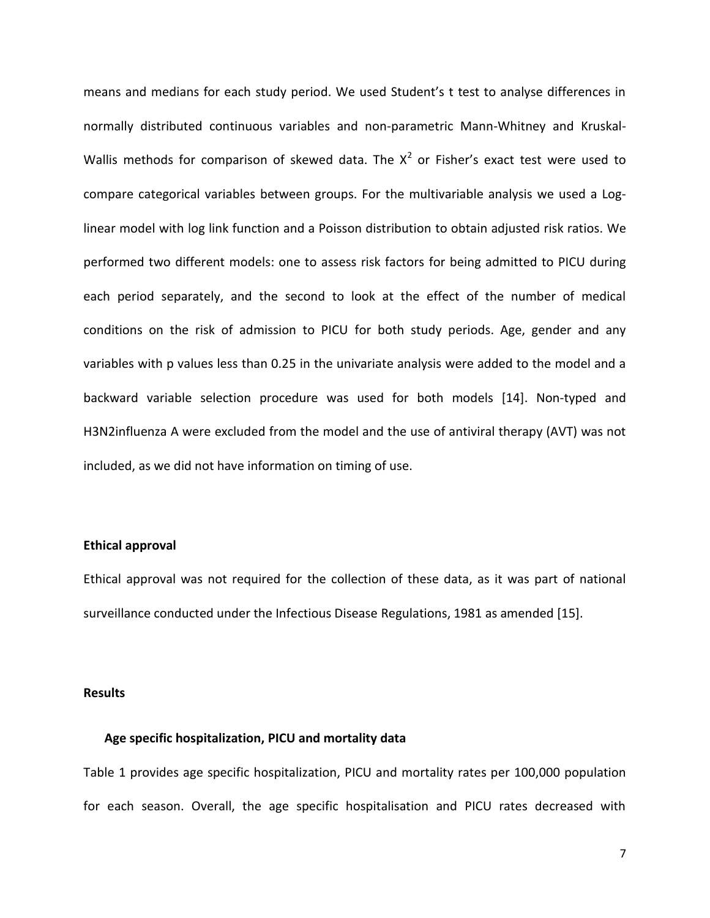means and medians for each study period. We used Student's t test to analyse differences in normally distributed continuous variables and non-parametric Mann-Whitney and Kruskal-Wallis methods for comparison of skewed data. The $X^2$ or Fisher's exact test were used to compare categorical variables between groups. For the multivariable analysis we used a Log-linear model with log link function and a Poisson distribution to obtain adjusted risk ratios. We performed two different models: one to assess risk factors for being admitted to PICU during each period separately, and the second to look at the effect of the number of medical conditions on the risk of admission to PICU for both study periods. Age, gender and any variables with p values less than 0.25 in the univariate analysis were added to the model and a backward variable selection procedure was used for both models [14]. Non-typed and H3N2influenza A were excluded from the model and the use of antiviral therapy (AVT) was not included, as we did not have information on timing of use.

**Ethical approval**

Ethical approval was not required for the collection of these data, as it was part of national surveillance conducted under the Infectious Disease Regulations, 1981 as amended [15].

## Results

### Age specific hospitalization, PICU and mortality data

Table 1 provides age specific hospitalization, PICU and mortality rates per 100,000 population for each season. Overall, the age specific hospitalisation and PICU rates decreased with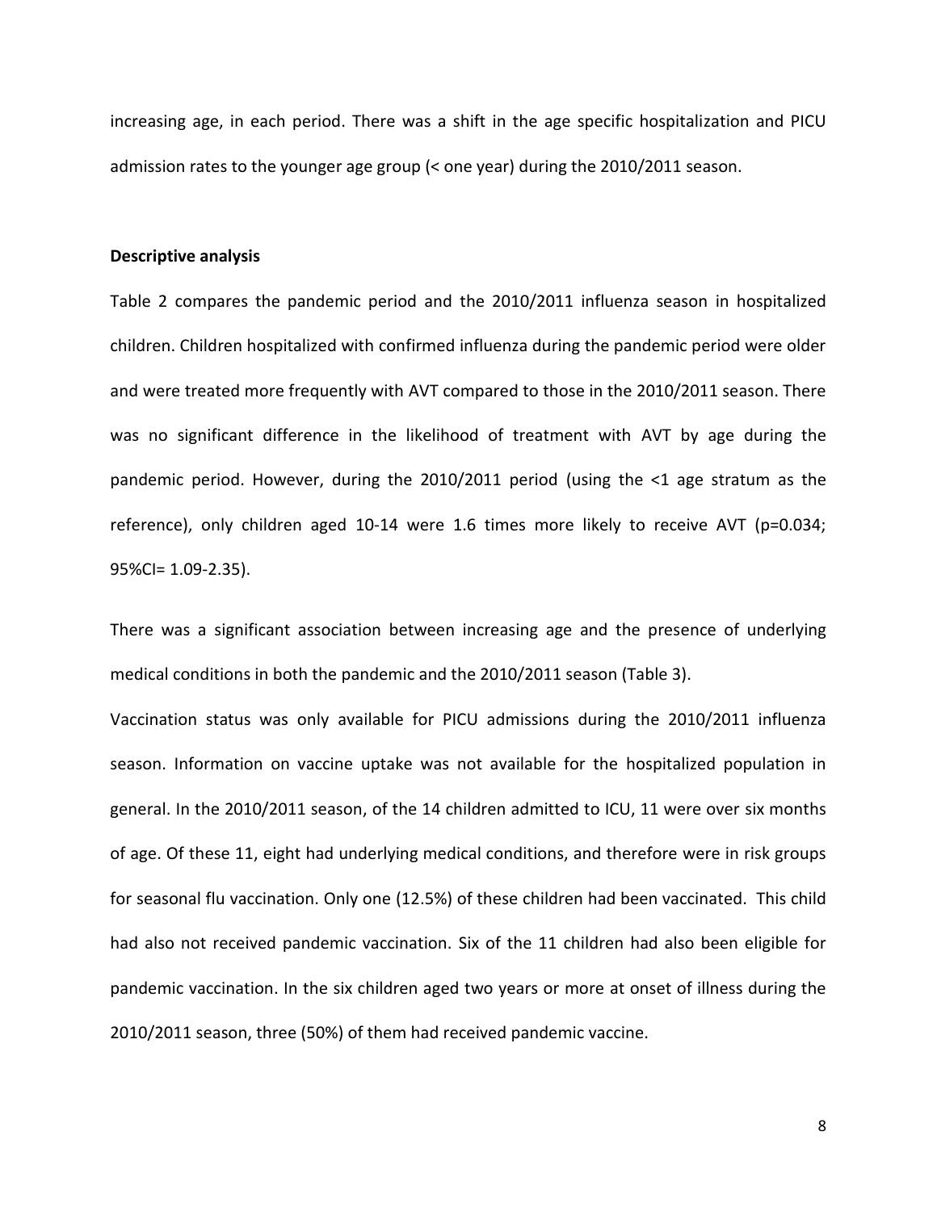increasing age, in each period. There was a shift in the age specific hospitalization and PICU admission rates to the younger age group (< one year) during the 2010/2011 season.

**Descriptive analysis**

Table 2 compares the pandemic period and the 2010/2011 influenza season in hospitalized children. Children hospitalized with confirmed influenza during the pandemic period were older and were treated more frequently with AVT compared to those in the 2010/2011 season. There was no significant difference in the likelihood of treatment with AVT by age during the pandemic period. However, during the 2010/2011 period (using the <1 age stratum as the reference), only children aged 10-14 were 1.6 times more likely to receive AVT (p=0.034; 95%CI= 1.09-2.35).

There was a significant association between increasing age and the presence of underlying medical conditions in both the pandemic and the 2010/2011 season (Table 3).

Vaccination status was only available for PICU admissions during the 2010/2011 influenza season. Information on vaccine uptake was not available for the hospitalized population in general. In the 2010/2011 season, of the 14 children admitted to ICU, 11 were over six months of age. Of these 11, eight had underlying medical conditions, and therefore were in risk groups for seasonal flu vaccination. Only one (12.5%) of these children had been vaccinated. This child had also not received pandemic vaccination. Six of the 11 children had also been eligible for pandemic vaccination. In the six children aged two years or more at onset of illness during the 2010/2011 season, three (50%) of them had received pandemic vaccine.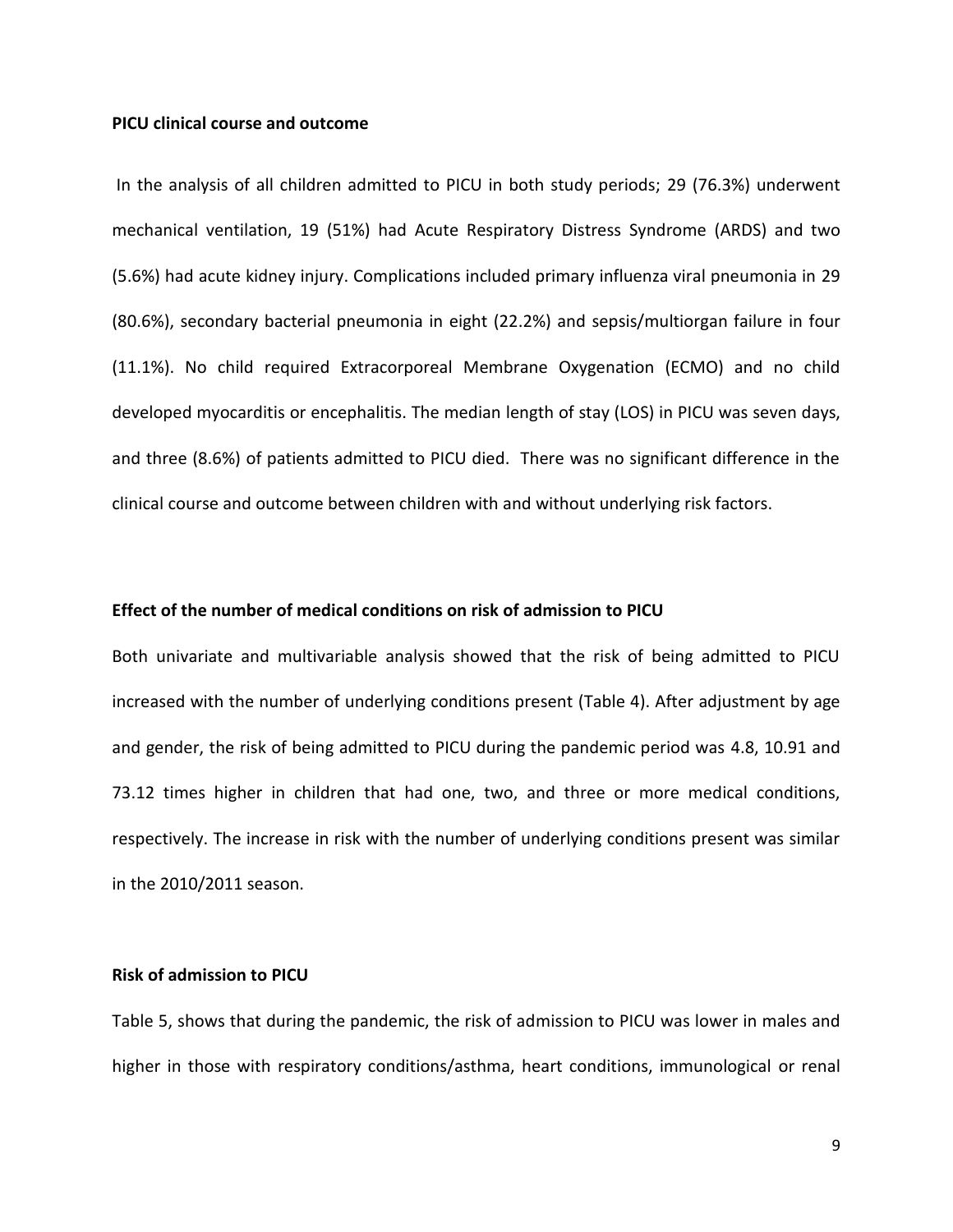**PICU clinical course and outcome**

In the analysis of all children admitted to PICU in both study periods; 29 (76.3%) underwent mechanical ventilation, 19 (51%) had Acute Respiratory Distress Syndrome (ARDS) and two (5.6%) had acute kidney injury. Complications included primary influenza viral pneumonia in 29 (80.6%), secondary bacterial pneumonia in eight (22.2%) and sepsis/multiorgan failure in four (11.1%). No child required Extracorporeal Membrane Oxygenation (ECMO) and no child developed myocarditis or encephalitis. The median length of stay (LOS) in PICU was seven days, and three (8.6%) of patients admitted to PICU died. There was no significant difference in the clinical course and outcome between children with and without underlying risk factors.

**Effect of the number of medical conditions on risk of admission to PICU**

Both univariate and multivariable analysis showed that the risk of being admitted to PICU increased with the number of underlying conditions present (Table 4). After adjustment by age and gender, the risk of being admitted to PICU during the pandemic period was 4.8, 10.91 and 73.12 times higher in children that had one, two, and three or more medical conditions, respectively. The increase in risk with the number of underlying conditions present was similar in the 2010/2011 season.

**Risk of admission to PICU**

Table 5, shows that during the pandemic, the risk of admission to PICU was lower in males and higher in those with respiratory conditions/asthma, heart conditions, immunological or renal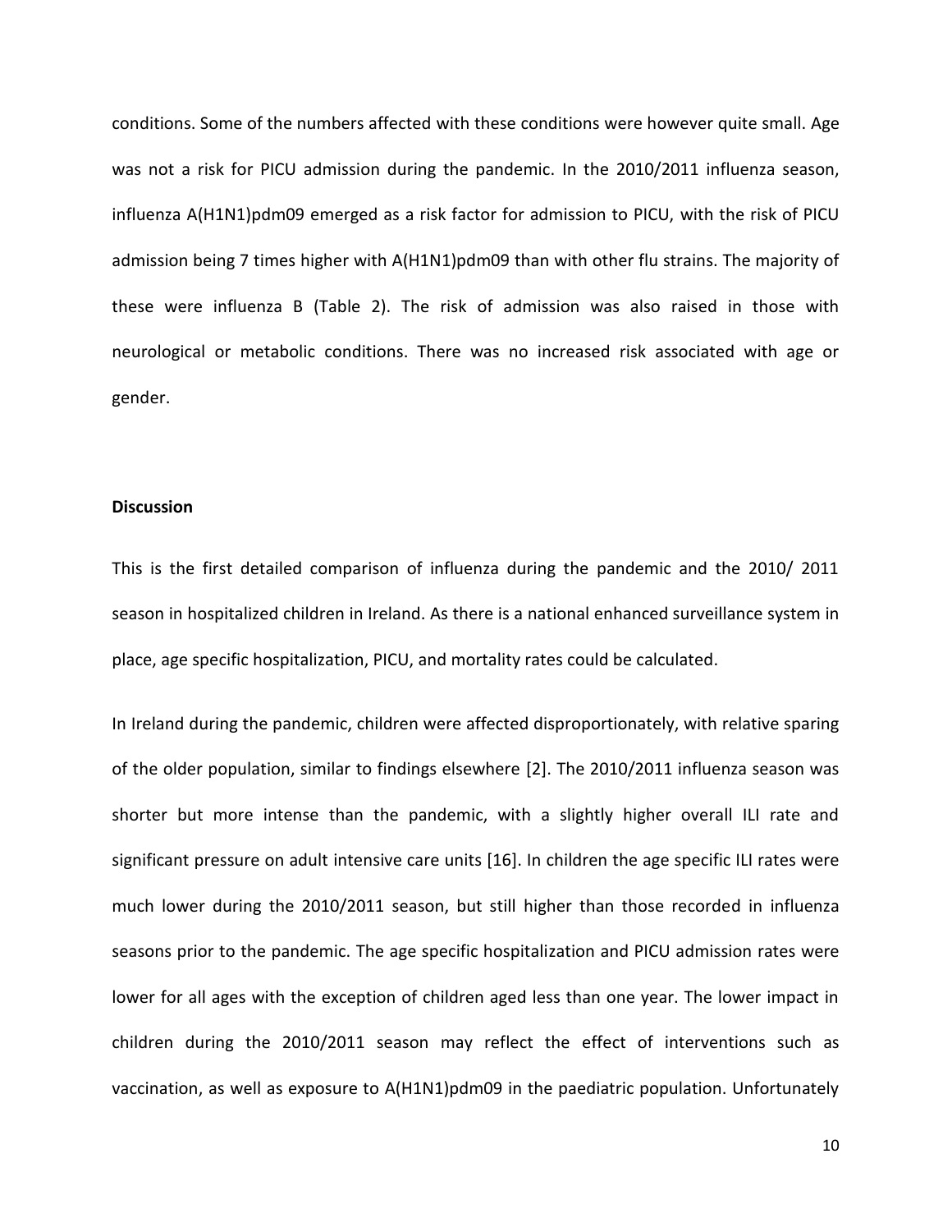conditions. Some of the numbers affected with these conditions were however quite small. Age was not a risk for PICU admission during the pandemic. In the 2010/2011 influenza season, influenza A(H1N1)pdm09 emerged as a risk factor for admission to PICU, with the risk of PICU admission being 7 times higher with A(H1N1)pdm09 than with other flu strains. The majority of these were influenza B (Table 2). The risk of admission was also raised in those with neurological or metabolic conditions. There was no increased risk associated with age or gender.

**Discussion**

This is the first detailed comparison of influenza during the pandemic and the 2010/ 2011 season in hospitalized children in Ireland. As there is a national enhanced surveillance system in place, age specific hospitalization, PICU, and mortality rates could be calculated.

In Ireland during the pandemic, children were affected disproportionately, with relative sparing of the older population, similar to findings elsewhere [2]. The 2010/2011 influenza season was shorter but more intense than the pandemic, with a slightly higher overall ILI rate and significant pressure on adult intensive care units [16]. In children the age specific ILI rates were much lower during the 2010/2011 season, but still higher than those recorded in influenza seasons prior to the pandemic. The age specific hospitalization and PICU admission rates were lower for all ages with the exception of children aged less than one year. The lower impact in children during the 2010/2011 season may reflect the effect of interventions such as vaccination, as well as exposure to A(H1N1)pdm09 in the paediatric population. Unfortunately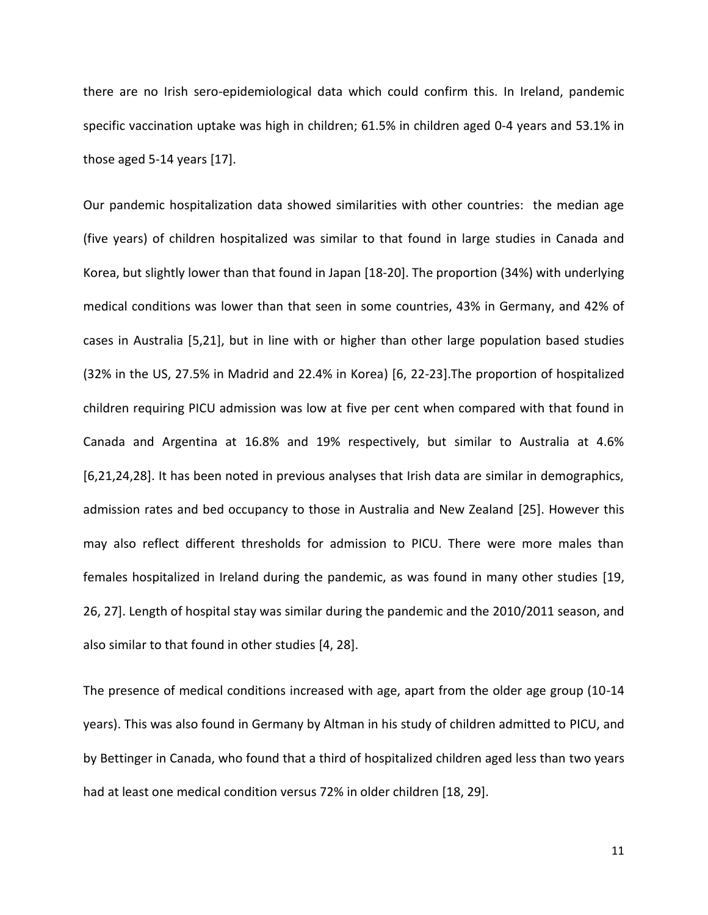there are no Irish sero-epidemiological data which could confirm this. In Ireland, pandemic specific vaccination uptake was high in children; 61.5% in children aged 0-4 years and 53.1% in those aged 5-14 years [17].

Our pandemic hospitalization data showed similarities with other countries: the median age (five years) of children hospitalized was similar to that found in large studies in Canada and Korea, but slightly lower than that found in Japan [18-20]. The proportion (34%) with underlying medical conditions was lower than that seen in some countries, 43% in Germany, and 42% of cases in Australia [5,21], but in line with or higher than other large population based studies (32% in the US, 27.5% in Madrid and 22.4% in Korea) [6, 22-23].The proportion of hospitalized children requiring PICU admission was low at five per cent when compared with that found in Canada and Argentina at 16.8% and 19% respectively, but similar to Australia at 4.6% [6,21,24,28]. It has been noted in previous analyses that Irish data are similar in demographics, admission rates and bed occupancy to those in Australia and New Zealand [25]. However this may also reflect different thresholds for admission to PICU. There were more males than females hospitalized in Ireland during the pandemic, as was found in many other studies [19, 26, 27]. Length of hospital stay was similar during the pandemic and the 2010/2011 season, and also similar to that found in other studies [4, 28].

The presence of medical conditions increased with age, apart from the older age group (10-14 years). This was also found in Germany by Altman in his study of children admitted to PICU, and by Bettinger in Canada, who found that a third of hospitalized children aged less than two years had at least one medical condition versus 72% in older children [18, 29].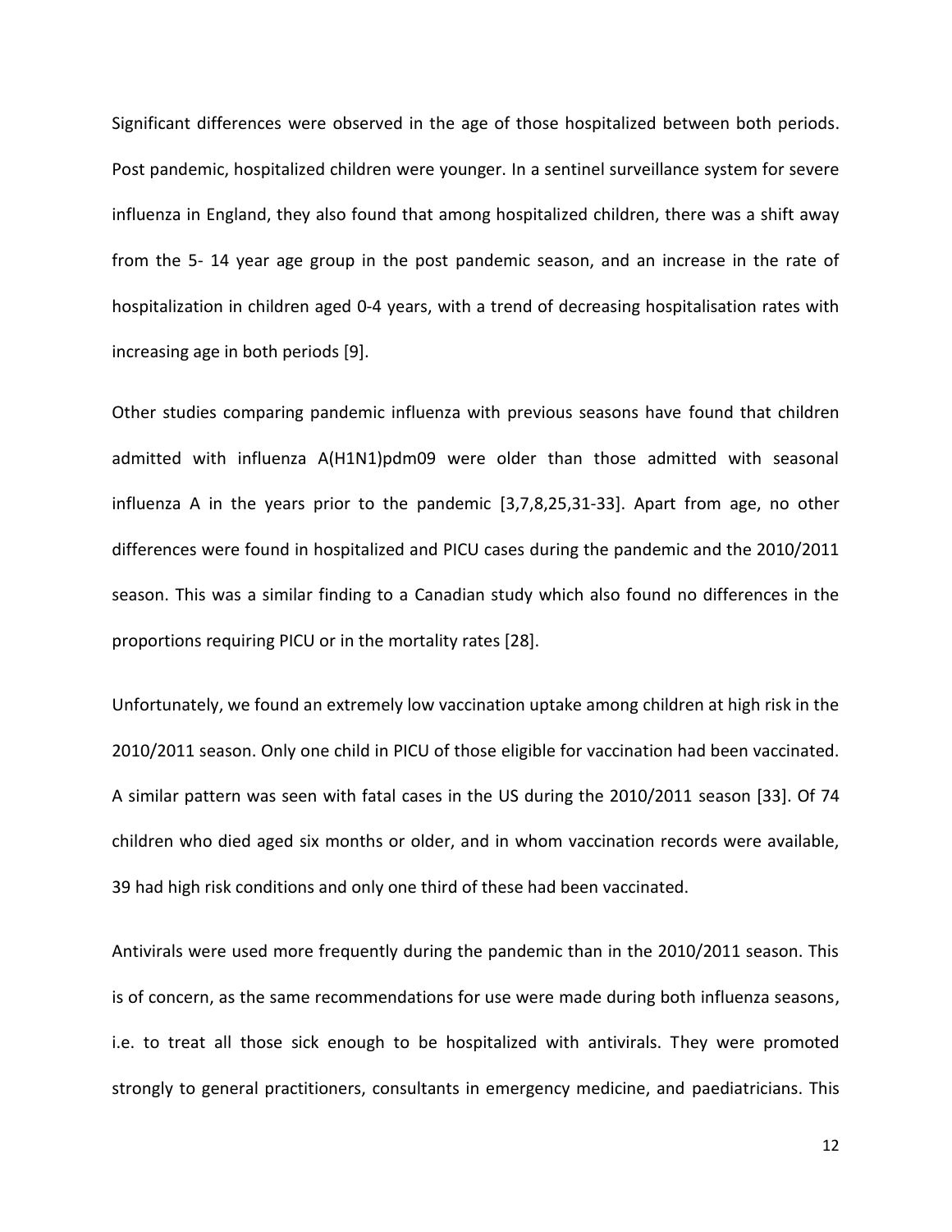Significant differences were observed in the age of those hospitalized between both periods. Post pandemic, hospitalized children were younger. In a sentinel surveillance system for severe influenza in England, they also found that among hospitalized children, there was a shift away from the 5- 14 year age group in the post pandemic season, and an increase in the rate of hospitalization in children aged 0-4 years, with a trend of decreasing hospitalisation rates with increasing age in both periods [9].

Other studies comparing pandemic influenza with previous seasons have found that children admitted with influenza A(H1N1)pdm09 were older than those admitted with seasonal influenza A in the years prior to the pandemic [3,7,8,25,31-33]. Apart from age, no other differences were found in hospitalized and PICU cases during the pandemic and the 2010/2011 season. This was a similar finding to a Canadian study which also found no differences in the proportions requiring PICU or in the mortality rates [28].

Unfortunately, we found an extremely low vaccination uptake among children at high risk in the 2010/2011 season. Only one child in PICU of those eligible for vaccination had been vaccinated. A similar pattern was seen with fatal cases in the US during the 2010/2011 season [33]. Of 74 children who died aged six months or older, and in whom vaccination records were available, 39 had high risk conditions and only one third of these had been vaccinated.

Antivirals were used more frequently during the pandemic than in the 2010/2011 season. This is of concern, as the same recommendations for use were made during both influenza seasons, i.e. to treat all those sick enough to be hospitalized with antivirals. They were promoted strongly to general practitioners, consultants in emergency medicine, and paediatricians. This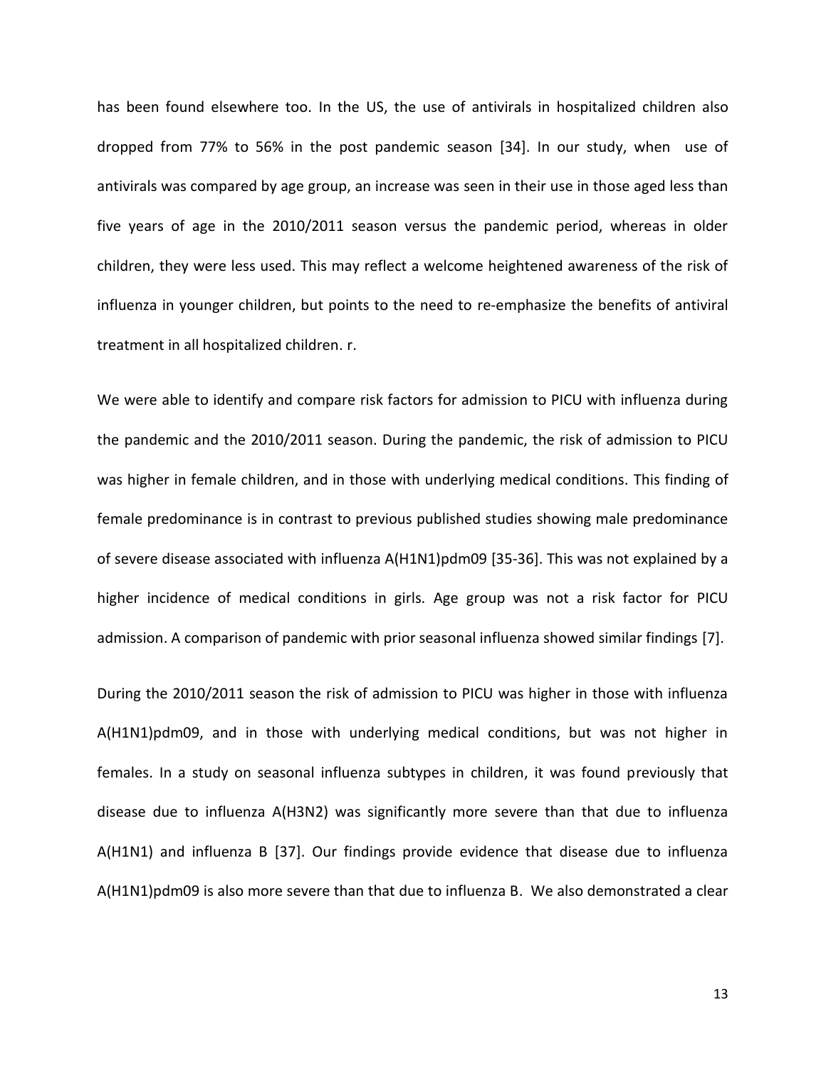has been found elsewhere too. In the US, the use of antivirals in hospitalized children also dropped from 77% to 56% in the post pandemic season [34]. In our study, when use of antivirals was compared by age group, an increase was seen in their use in those aged less than five years of age in the 2010/2011 season versus the pandemic period, whereas in older children, they were less used. This may reflect a welcome heightened awareness of the risk of influenza in younger children, but points to the need to re-emphasize the benefits of antiviral treatment in all hospitalized children. r.

We were able to identify and compare risk factors for admission to PICU with influenza during the pandemic and the 2010/2011 season. During the pandemic, the risk of admission to PICU was higher in female children, and in those with underlying medical conditions. This finding of female predominance is in contrast to previous published studies showing male predominance of severe disease associated with influenza A(H1N1)pdm09 [35-36]. This was not explained by a higher incidence of medical conditions in girls. Age group was not a risk factor for PICU admission. A comparison of pandemic with prior seasonal influenza showed similar findings [7].

During the 2010/2011 season the risk of admission to PICU was higher in those with influenza A(H1N1)pdm09, and in those with underlying medical conditions, but was not higher in females. In a study on seasonal influenza subtypes in children, it was found previously that disease due to influenza A(H3N2) was significantly more severe than that due to influenza A(H1N1) and influenza B [37]. Our findings provide evidence that disease due to influenza A(H1N1)pdm09 is also more severe than that due to influenza B. We also demonstrated a clear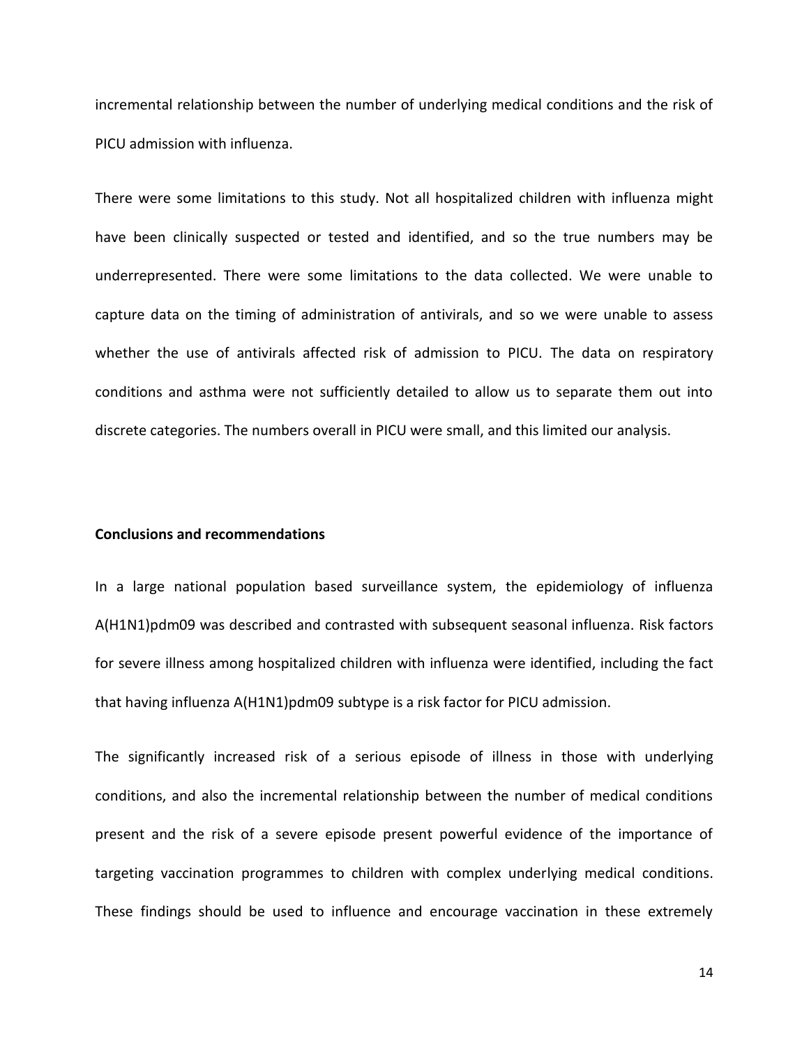incremental relationship between the number of underlying medical conditions and the risk of PICU admission with influenza.

There were some limitations to this study. Not all hospitalized children with influenza might have been clinically suspected or tested and identified, and so the true numbers may be underrepresented. There were some limitations to the data collected. We were unable to capture data on the timing of administration of antivirals, and so we were unable to assess whether the use of antivirals affected risk of admission to PICU. The data on respiratory conditions and asthma were not sufficiently detailed to allow us to separate them out into discrete categories. The numbers overall in PICU were small, and this limited our analysis.

**Conclusions and recommendations**

In a large national population based surveillance system, the epidemiology of influenza A(H1N1)pdm09 was described and contrasted with subsequent seasonal influenza. Risk factors for severe illness among hospitalized children with influenza were identified, including the fact that having influenza A(H1N1)pdm09 subtype is a risk factor for PICU admission.

The significantly increased risk of a serious episode of illness in those with underlying conditions, and also the incremental relationship between the number of medical conditions present and the risk of a severe episode present powerful evidence of the importance of targeting vaccination programmes to children with complex underlying medical conditions. These findings should be used to influence and encourage vaccination in these extremely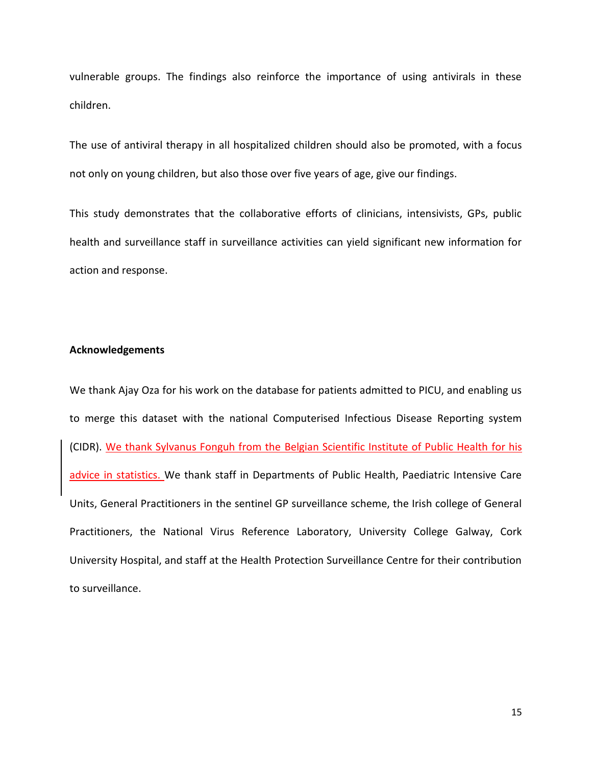vulnerable groups. The findings also reinforce the importance of using antivirals in these children.

The use of antiviral therapy in all hospitalized children should also be promoted, with a focus not only on young children, but also those over five years of age, give our findings.

This study demonstrates that the collaborative efforts of clinicians, intensivists, GPs, public health and surveillance staff in surveillance activities can yield significant new information for action and response.

**Acknowledgements**

We thank Ajay Oza for his work on the database for patients admitted to PICU, and enabling us to merge this dataset with the national Computerised Infectious Disease Reporting system (CIDR). We thank Sylvanus Fonguh from the Belgian Scientific Institute of Public Health for his advice in statistics. We thank staff in Departments of Public Health, Paediatric Intensive Care Units, General Practitioners in the sentinel GP surveillance scheme, the Irish college of General Practitioners, the National Virus Reference Laboratory, University College Galway, Cork University Hospital, and staff at the Health Protection Surveillance Centre for their contribution to surveillance.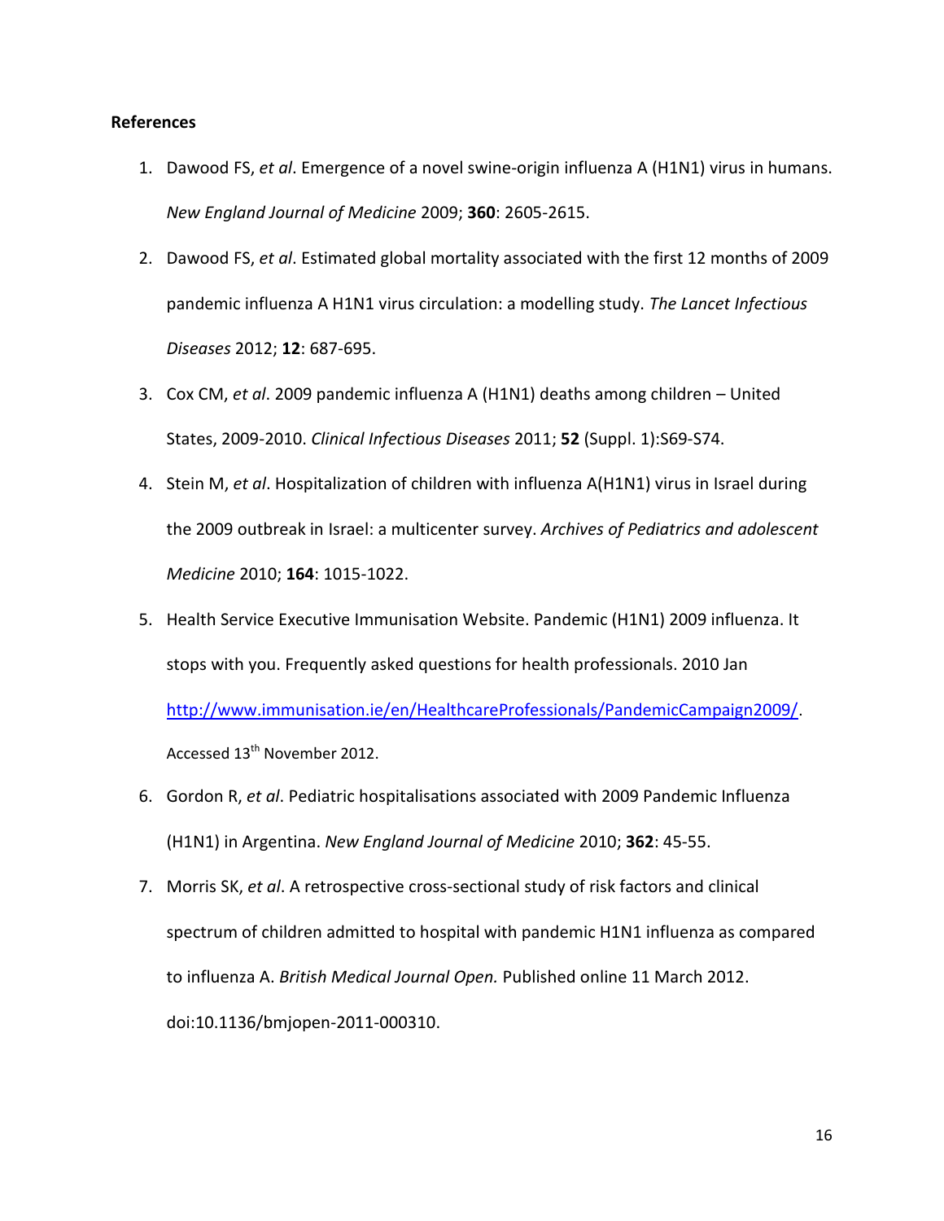**References**

1. Dawood FS, *et al*. Emergence of a novel swine-origin influenza A (H1N1) virus in humans. *New England Journal of Medicine* 2009; **360**: 2605-2615.
2. Dawood FS, *et al*. Estimated global mortality associated with the first 12 months of 2009 pandemic influenza A H1N1 virus circulation: a modelling study. *The Lancet Infectious Diseases* 2012; **12**: 687-695.
3. Cox CM, *et al*. 2009 pandemic influenza A (H1N1) deaths among children – United States, 2009-2010. *Clinical Infectious Diseases* 2011; **52** (Suppl. 1):S69-S74.
4. Stein M, *et al*. Hospitalization of children with influenza A(H1N1) virus in Israel during the 2009 outbreak in Israel: a multicenter survey. *Archives of Pediatrics and adolescent Medicine* 2010; **164**: 1015-1022.
5. Health Service Executive Immunisation Website. Pandemic (H1N1) 2009 influenza. It stops with you. Frequently asked questions for health professionals. 2010 Jan http://www.immunisation.ie/en/HealthcareProfessionals/PandemicCampaign2009/. Accessed 13th November 2012.
6. Gordon R, *et al*. Pediatric hospitalisations associated with 2009 Pandemic Influenza (H1N1) in Argentina. *New England Journal of Medicine* 2010; **362**: 45-55.
7. Morris SK, *et al*. A retrospective cross-sectional study of risk factors and clinical spectrum of children admitted to hospital with pandemic H1N1 influenza as compared to influenza A. *British Medical Journal Open.* Published online 11 March 2012. doi:10.1136/bmjopen-2011-000310.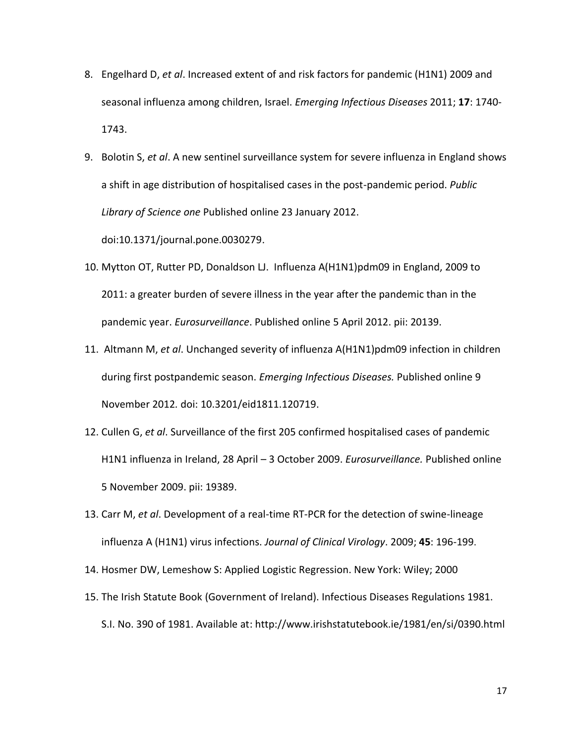8. Engelhard D, *et al*. Increased extent of and risk factors for pandemic (H1N1) 2009 and seasonal influenza among children, Israel. *Emerging Infectious Diseases* 2011; **17**: 1740-1743.
9. Bolotin S, *et al*. A new sentinel surveillance system for severe influenza in England shows a shift in age distribution of hospitalised cases in the post-pandemic period. *Public Library of Science one* Published online 23 January 2012. doi:10.1371/journal.pone.0030279.
10. Mytton OT, Rutter PD, Donaldson LJ. Influenza A(H1N1)pdm09 in England, 2009 to 2011: a greater burden of severe illness in the year after the pandemic than in the pandemic year. *Eurosurveillance*. Published online 5 April 2012. pii: 20139.
11. Altmann M, *et al*. Unchanged severity of influenza A(H1N1)pdm09 infection in children during first postpandemic season. *Emerging Infectious Diseases.* Published online 9 November 2012. doi: 10.3201/eid1811.120719.
12. Cullen G, *et al*. Surveillance of the first 205 confirmed hospitalised cases of pandemic H1N1 influenza in Ireland, 28 April – 3 October 2009. *Eurosurveillance.* Published online 5 November 2009. pii: 19389.
13. Carr M, *et al*. Development of a real-time RT-PCR for the detection of swine-lineage influenza A (H1N1) virus infections. *Journal of Clinical Virology*. 2009; **45**: 196-199.
14. Hosmer DW, Lemeshow S: Applied Logistic Regression. New York: Wiley; 2000
15. The Irish Statute Book (Government of Ireland). Infectious Diseases Regulations 1981. S.I. No. 390 of 1981. Available at: http://www.irishstatutebook.ie/1981/en/si/0390.html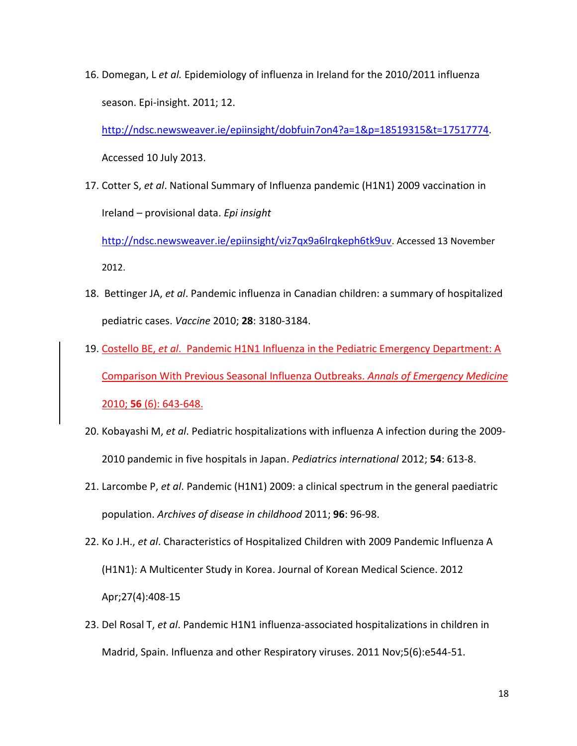16. Domegan, L *et al.* Epidemiology of influenza in Ireland for the 2010/2011 influenza season. Epi-insight. 2011; 12. http://ndsc.newsweaver.ie/epiinsight/dobfuin7on4?a=1&p=18519315&t=17517774. Accessed 10 July 2013.

17. Cotter S, *et al*. National Summary of Influenza pandemic (H1N1) 2009 vaccination in Ireland – provisional data. *Epi insight* http://ndsc.newsweaver.ie/epiinsight/viz7qx9a6lrqkeph6tk9uv. Accessed 13 November 2012.

18. Bettinger JA, *et al*. Pandemic influenza in Canadian children: a summary of hospitalized pediatric cases. *Vaccine* 2010; **28**: 3180-3184.

19. Costello BE, *et al*. Pandemic H1N1 Influenza in the Pediatric Emergency Department: A Comparison With Previous Seasonal Influenza Outbreaks. *Annals of Emergency Medicine* 2010; **56** (6): 643-648.

20. Kobayashi M, *et al*. Pediatric hospitalizations with influenza A infection during the 2009-2010 pandemic in five hospitals in Japan. *Pediatrics international* 2012; **54**: 613-8.

21. Larcombe P, *et al*. Pandemic (H1N1) 2009: a clinical spectrum in the general paediatric population. *Archives of disease in childhood* 2011; **96**: 96-98.

22. Ko J.H., *et al*. Characteristics of Hospitalized Children with 2009 Pandemic Influenza A (H1N1): A Multicenter Study in Korea. Journal of Korean Medical Science. 2012 Apr;27(4):408-15

23. Del Rosal T, *et al*. Pandemic H1N1 influenza-associated hospitalizations in children in Madrid, Spain. Influenza and other Respiratory viruses. 2011 Nov;5(6):e544-51.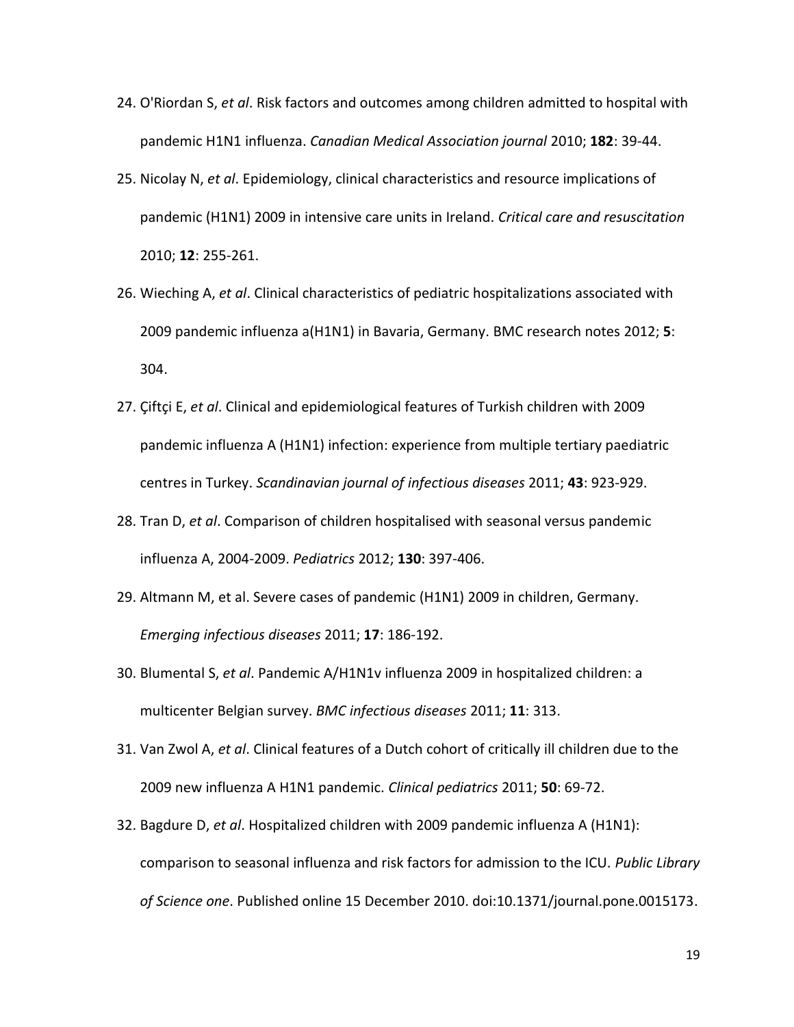24. O'Riordan S, *et al*. Risk factors and outcomes among children admitted to hospital with pandemic H1N1 influenza. *Canadian Medical Association journal* 2010; **182**: 39-44.
25. Nicolay N, *et al*. Epidemiology, clinical characteristics and resource implications of pandemic (H1N1) 2009 in intensive care units in Ireland. *Critical care and resuscitation* 2010; **12**: 255-261.
26. Wieching A, *et al*. Clinical characteristics of pediatric hospitalizations associated with 2009 pandemic influenza a(H1N1) in Bavaria, Germany. BMC research notes 2012; **5**: 304.
27. Çiftçi E, *et al*. Clinical and epidemiological features of Turkish children with 2009 pandemic influenza A (H1N1) infection: experience from multiple tertiary paediatric centres in Turkey. *Scandinavian journal of infectious diseases* 2011; **43**: 923-929.
28. Tran D, *et al*. Comparison of children hospitalised with seasonal versus pandemic influenza A, 2004-2009. *Pediatrics* 2012; **130**: 397-406.
29. Altmann M, et al. Severe cases of pandemic (H1N1) 2009 in children, Germany. *Emerging infectious diseases* 2011; **17**: 186-192.
30. Blumental S, *et al*. Pandemic A/H1N1v influenza 2009 in hospitalized children: a multicenter Belgian survey. *BMC infectious diseases* 2011; **11**: 313.
31. Van Zwol A, *et al*. Clinical features of a Dutch cohort of critically ill children due to the 2009 new influenza A H1N1 pandemic. *Clinical pediatrics* 2011; **50**: 69-72.
32. Bagdure D, *et al*. Hospitalized children with 2009 pandemic influenza A (H1N1): comparison to seasonal influenza and risk factors for admission to the ICU. *Public Library of Science one*. Published online 15 December 2010. doi:10.1371/journal.pone.0015173.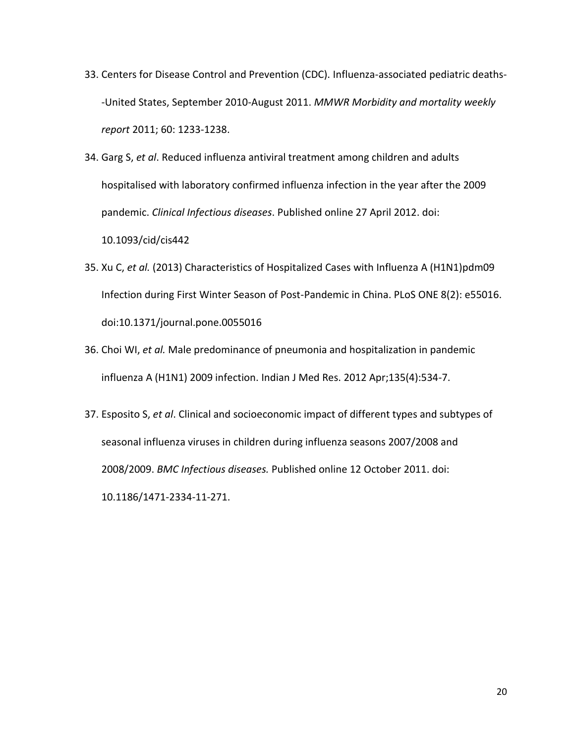33. Centers for Disease Control and Prevention (CDC). Influenza-associated pediatric deaths--United States, September 2010-August 2011. *MMWR Morbidity and mortality weekly report* 2011; 60: 1233-1238.

34. Garg S, *et al*. Reduced influenza antiviral treatment among children and adults hospitalised with laboratory confirmed influenza infection in the year after the 2009 pandemic. *Clinical Infectious diseases*. Published online 27 April 2012. doi: 10.1093/cid/cis442

35. Xu C, *et al.* (2013) Characteristics of Hospitalized Cases with Influenza A (H1N1)pdm09 Infection during First Winter Season of Post-Pandemic in China. PLoS ONE 8(2): e55016. doi:10.1371/journal.pone.0055016

36. Choi WI, *et al.* Male predominance of pneumonia and hospitalization in pandemic influenza A (H1N1) 2009 infection. Indian J Med Res. 2012 Apr;135(4):534-7.

37. Esposito S, *et al*. Clinical and socioeconomic impact of different types and subtypes of seasonal influenza viruses in children during influenza seasons 2007/2008 and 2008/2009. *BMC Infectious diseases.* Published online 12 October 2011. doi: 10.1186/1471-2334-11-271.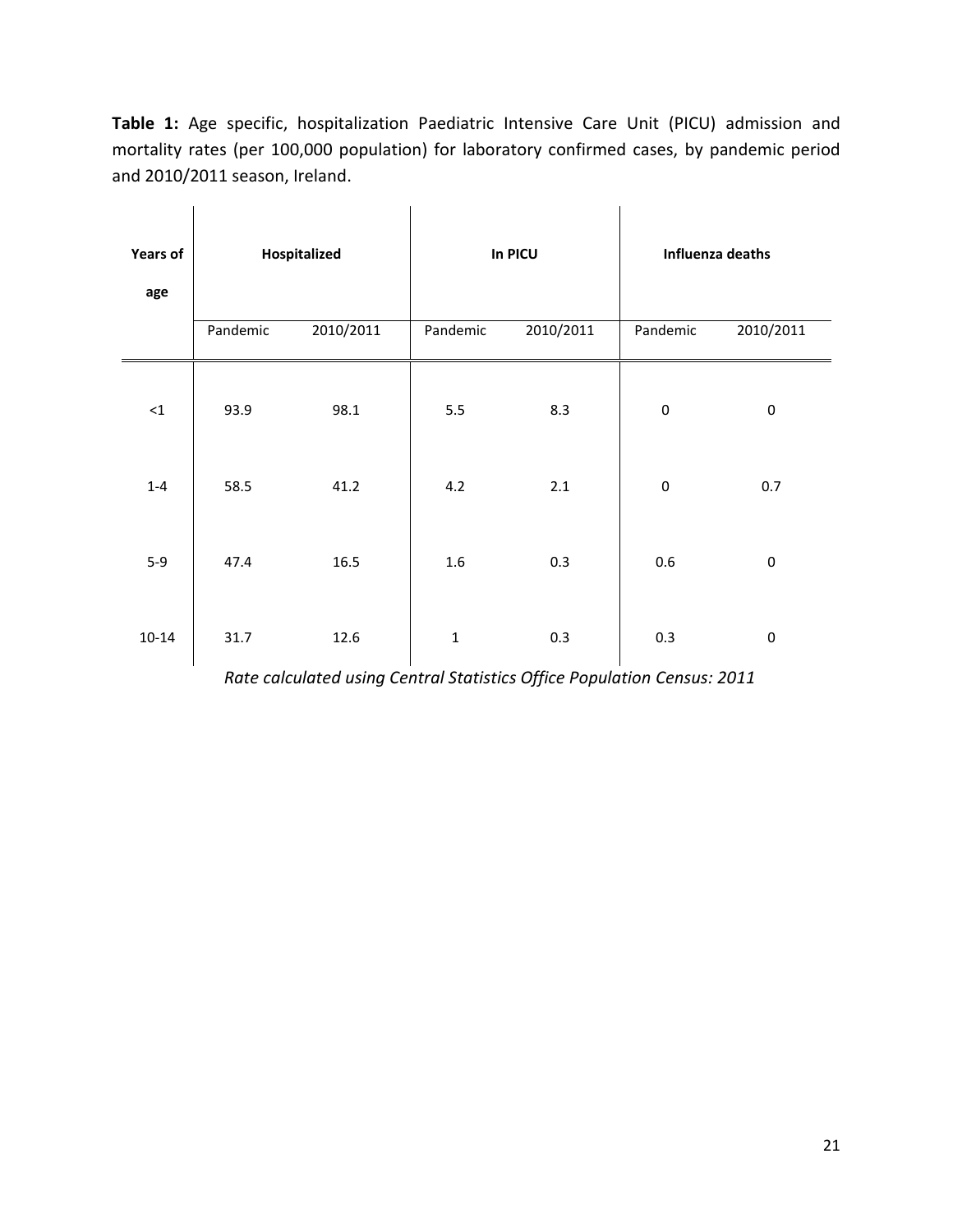**Table 1:** Age specific, hospitalization Paediatric Intensive Care Unit (PICU) admission and mortality rates (per 100,000 population) for laboratory confirmed cases, by pandemic period and 2010/2011 season, Ireland.

| Years of age | Hospitalized | | In PICU | | Influenza deaths | |
|---|---|---|---|---|---|---|
| | Pandemic | 2010/2011 | Pandemic | 2010/2011 | Pandemic | 2010/2011 |
| <1 | 93.9 | 98.1 | 5.5 | 8.3 | 0 | 0 |
| 1-4 | 58.5 | 41.2 | 4.2 | 2.1 | 0 | 0.7 |
| 5-9 | 47.4 | 16.5 | 1.6 | 0.3 | 0.6 | 0 |
| 10-14 | 31.7 | 12.6 | 1 | 0.3 | 0.3 | 0 |

*Rate calculated using Central Statistics Office Population Census: 2011*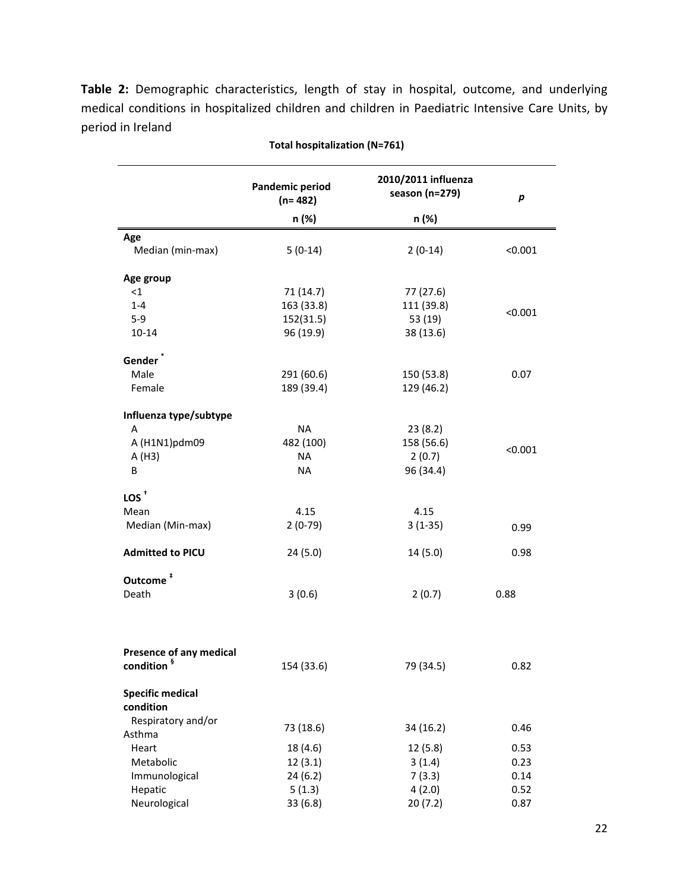**Table 2:** Demographic characteristics, length of stay in hospital, outcome, and underlying medical conditions in hospitalized children and children in Paediatric Intensive Care Units, by period in Ireland

**Total hospitalization (N=761)**

| | Pandemic period (n= 482) | 2010/2011 influenza season (n=279) | *p* |
|---|---|---|---|
| | n (%) | n (%) | |
| **Age** | | | |
| Median (min-max) | 5 (0-14) | 2 (0-14) | <0.001 |
| **Age group** | | | |
| <1 | 71 (14.7) | 77 (27.6) | <0.001 |
| 1-4 | 163 (33.8) | 111 (39.8) | |
| 5-9 | 152(31.5) | 53 (19) | |
| 10-14 | 96 (19.9) | 38 (13.6) | |
| **Gender** * | | | |
| Male | 291 (60.6) | 150 (53.8) | 0.07 |
| Female | 189 (39.4) | 129 (46.2) | |
| **Influenza type/subtype** | | | |
| A | NA | 23 (8.2) | <0.001 |
| A (H1N1)pdm09 | 482 (100) | 158 (56.6) | |
| A (H3) | NA | 2 (0.7) | |
| B | NA | 96 (34.4) | |
| **LOS** † | | | |
| Mean | 4.15 | 4.15 | |
| Median (Min-max) | 2 (0-79) | 3 (1-35) | 0.99 |
| **Admitted to PICU** | 24 (5.0) | 14 (5.0) | 0.98 |
| **Outcome** ‡ | | | |
| Death | 3 (0.6) | 2 (0.7) | 0.88 |
| **Presence of any medical condition** § | 154 (33.6) | 79 (34.5) | 0.82 |
| **Specific medical condition** | | | |
| Respiratory and/or Asthma | 73 (18.6) | 34 (16.2) | 0.46 |
| Heart | 18 (4.6) | 12 (5.8) | 0.53 |
| Metabolic | 12 (3.1) | 3 (1.4) | 0.23 |
| Immunological | 24 (6.2) | 7 (3.3) | 0.14 |
| Hepatic | 5 (1.3) | 4 (2.0) | 0.52 |
| Neurological | 33 (6.8) | 20 (7.2) | 0.87 |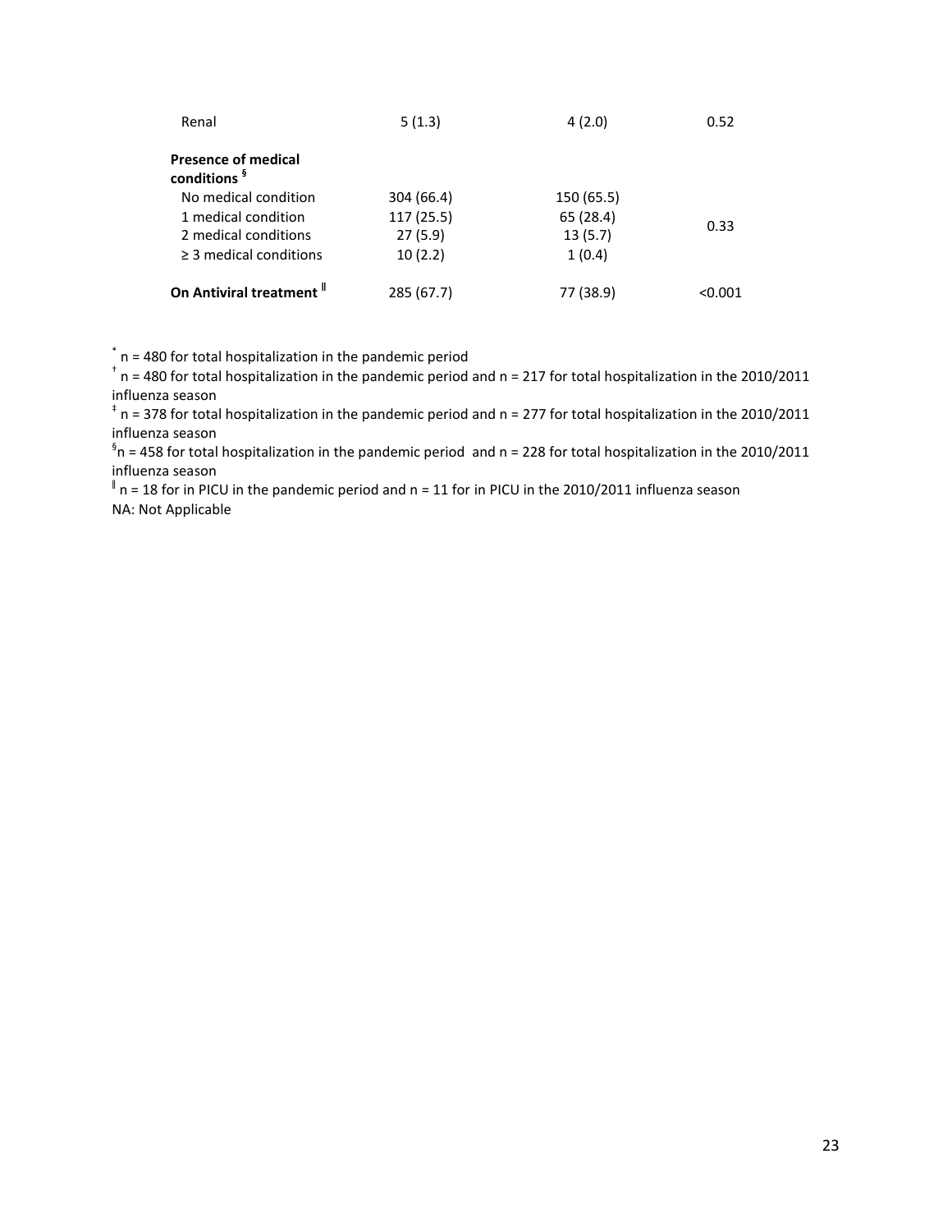| | | | |
|---|---|---|---|
| Renal | 5 (1.3) | 4 (2.0) | 0.52 |
| **Presence of medical conditions §** | | | |
| No medical condition | 304 (66.4) | 150 (65.5) | 0.33 |
| 1 medical condition | 117 (25.5) | 65 (28.4) | |
| 2 medical conditions | 27 (5.9) | 13 (5.7) | |
| ≥ 3 medical conditions | 10 (2.2) | 1 (0.4) | |
| **On Antiviral treatment ‖** | 285 (67.7) | 77 (38.9) | <0.001 |

[*] n = 480 for total hospitalization in the pandemic period

[†] n = 480 for total hospitalization in the pandemic period and n = 217 for total hospitalization in the 2010/2011 influenza season

[‡] n = 378 for total hospitalization in the pandemic period and n = 277 for total hospitalization in the 2010/2011 influenza season

[§] n = 458 for total hospitalization in the pandemic period and n = 228 for total hospitalization in the 2010/2011 influenza season

[‖] n = 18 for in PICU in the pandemic period and n = 11 for in PICU in the 2010/2011 influenza season

NA: Not Applicable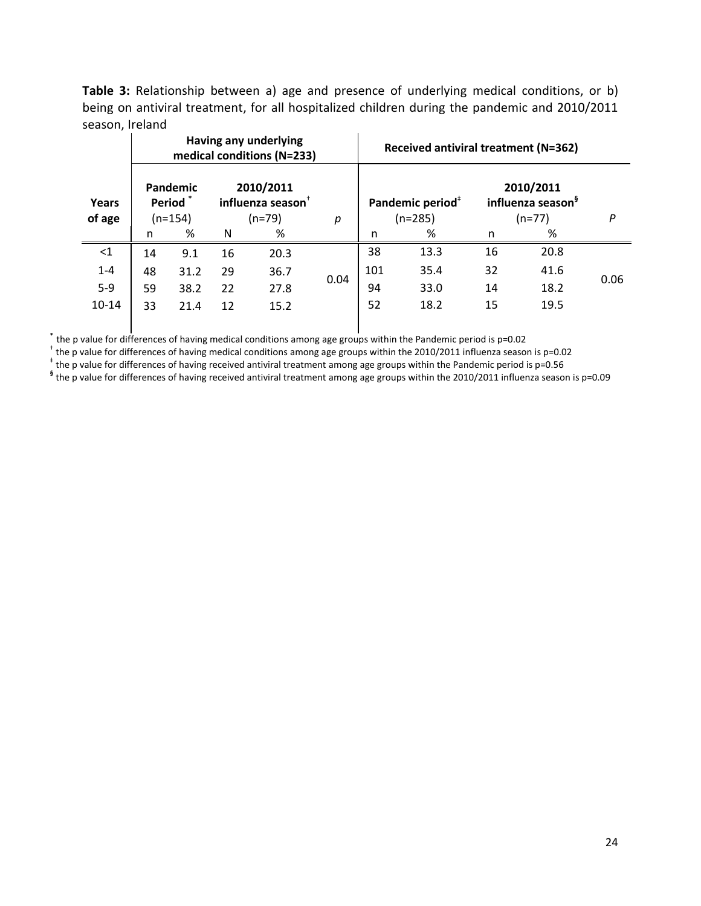**Table 3:** Relationship between a) age and presence of underlying medical conditions, or b) being on antiviral treatment, for all hospitalized children during the pandemic and 2010/2011 season, Ireland

| Years of age | Having any underlying medical conditions (N=233) | | | | | Received antiviral treatment (N=362) | | | | |
|---|---|---|---|---|---|---|---|---|---|---|
| | Pandemic Period * (n=154) | | 2010/2011 influenza season † (n=79) | | *p* | Pandemic period ‡ (n=285) | | 2010/2011 influenza season § (n=77) | | *P* |
| | n | % | N | % | | n | % | n | % | |
| <1 | 14 | 9.1 | 16 | 20.3 | 0.04 | 38 | 13.3 | 16 | 20.8 | 0.06 |
| 1-4 | 48 | 31.2 | 29 | 36.7 | | 101 | 35.4 | 32 | 41.6 | |
| 5-9 | 59 | 38.2 | 22 | 27.8 | | 94 | 33.0 | 14 | 18.2 | |
| 10-14 | 33 | 21.4 | 12 | 15.2 | | 52 | 18.2 | 15 | 19.5 | |

\* the p value for differences of having medical conditions among age groups within the Pandemic period is p=0.02

† the p value for differences of having medical conditions among age groups within the 2010/2011 influenza season is p=0.02

‡ the p value for differences of having received antiviral treatment among age groups within the Pandemic period is p=0.56

§ the p value for differences of having received antiviral treatment among age groups within the 2010/2011 influenza season is p=0.09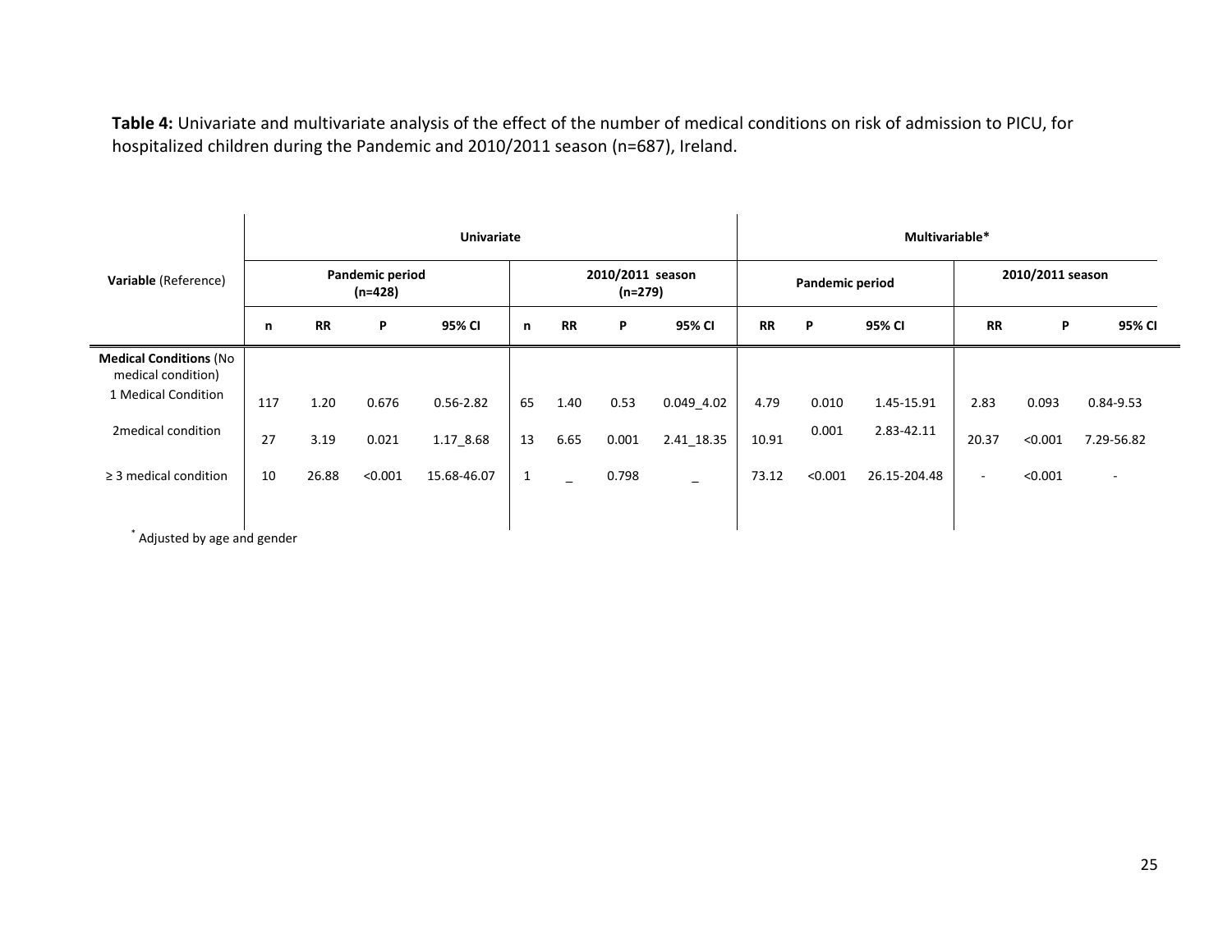**Table 4:** Univariate and multivariate analysis of the effect of the number of medical conditions on risk of admission to PICU, for hospitalized children during the Pandemic and 2010/2011 season (n=687), Ireland.

| Variable (Reference) | Univariate | | | | | | | | Multivariable* | | | | | |
|---|---|---|---|---|---|---|---|---|---|---|---|---|---|---|
| | Pandemic period (n=428) | | | | 2010/2011 season (n=279) | | | | Pandemic period | | | 2010/2011 season | | |
| | n | RR | P | 95% CI | n | RR | P | 95% CI | RR | P | 95% CI | RR | P | 95% CI |
| **Medical Conditions** (No medical condition) | | | | | | | | | | | | | | |
| 1 Medical Condition | 117 | 1.20 | 0.676 | 0.56-2.82 | 65 | 1.40 | 0.53 | 0.049_4.02 | 4.79 | 0.010 | 1.45-15.91 | 2.83 | 0.093 | 0.84-9.53 |
| 2medical condition | 27 | 3.19 | 0.021 | 1.17_8.68 | 13 | 6.65 | 0.001 | 2.41_18.35 | 10.91 | 0.001 | 2.83-42.11 | 20.37 | <0.001 | 7.29-56.82 |
| ≥ 3 medical condition | 10 | 26.88 | <0.001 | 15.68-46.07 | 1 | _ | 0.798 | _ | 73.12 | <0.001 | 26.15-204.48 | - | <0.001 | - |

\* Adjusted by age and gender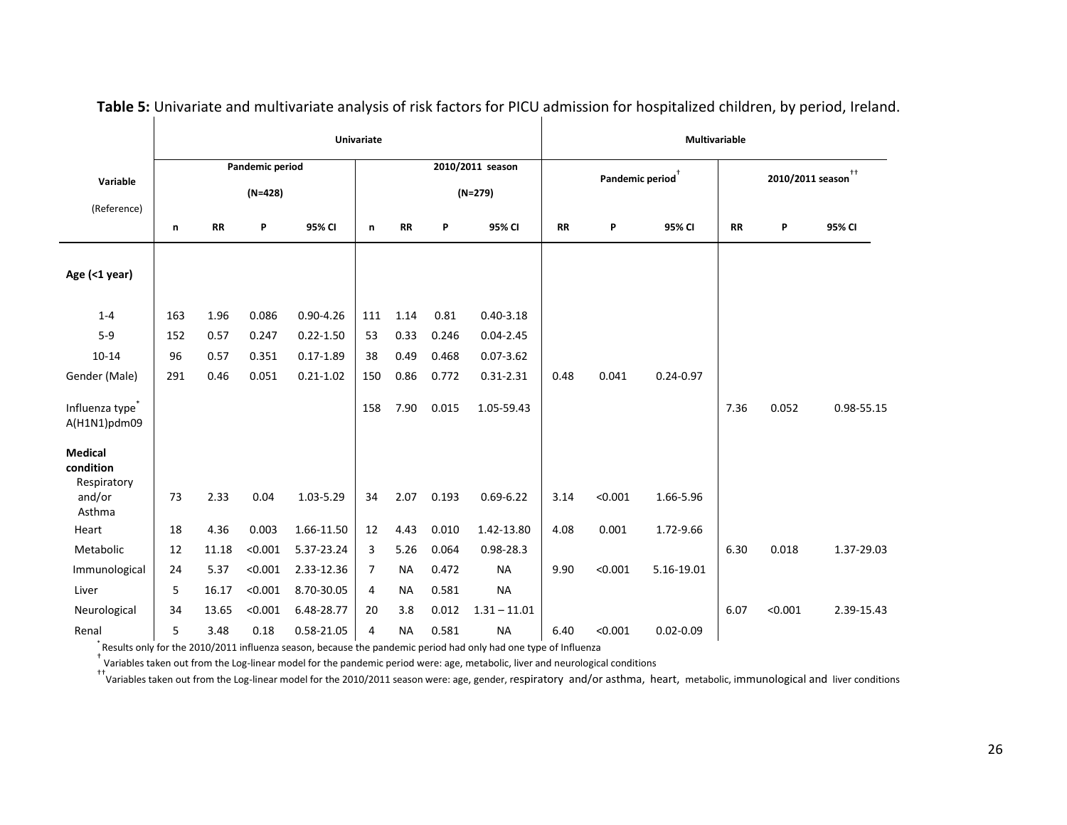**Table 5:** Univariate and multivariate analysis of risk factors for PICU admission for hospitalized children, by period, Ireland.

| Variable (Reference) | Univariate | | | | | | | | Multivariable | | | | | |
|---|---|---|---|---|---|---|---|---|---|---|---|---|---|---|
| | Pandemic period (N=428) | | | | 2010/2011 season (N=279) | | | | Pandemic period[†] | | | 2010/2011 season[††] | | |
| | n | RR | P | 95% CI | n | RR | P | 95% CI | RR | P | 95% CI | RR | P | 95% CI |
| **Age (<1 year)** | | | | | | | | | | | | | | |
| 1-4 | 163 | 1.96 | 0.086 | 0.90-4.26 | 111 | 1.14 | 0.81 | 0.40-3.18 | | | | | | |
| 5-9 | 152 | 0.57 | 0.247 | 0.22-1.50 | 53 | 0.33 | 0.246 | 0.04-2.45 | | | | | | |
| 10-14 | 96 | 0.57 | 0.351 | 0.17-1.89 | 38 | 0.49 | 0.468 | 0.07-3.62 | | | | | | |
| Gender (Male) | 291 | 0.46 | 0.051 | 0.21-1.02 | 150 | 0.86 | 0.772 | 0.31-2.31 | 0.48 | 0.041 | 0.24-0.97 | | | |
| Influenza type[*] A(H1N1)pdm09 | | | | | 158 | 7.90 | 0.015 | 1.05-59.43 | | | | 7.36 | 0.052 | 0.98-55.15 |
| **Medical condition** | | | | | | | | | | | | | | |
| Respiratory and/or Asthma | 73 | 2.33 | 0.04 | 1.03-5.29 | 34 | 2.07 | 0.193 | 0.69-6.22 | 3.14 | <0.001 | 1.66-5.96 | | | |
| Heart | 18 | 4.36 | 0.003 | 1.66-11.50 | 12 | 4.43 | 0.010 | 1.42-13.80 | 4.08 | 0.001 | 1.72-9.66 | | | |
| Metabolic | 12 | 11.18 | <0.001 | 5.37-23.24 | 3 | 5.26 | 0.064 | 0.98-28.3 | | | | 6.30 | 0.018 | 1.37-29.03 |
| Immunological | 24 | 5.37 | <0.001 | 2.33-12.36 | 7 | NA | 0.472 | NA | 9.90 | <0.001 | 5.16-19.01 | | | |
| Liver | 5 | 16.17 | <0.001 | 8.70-30.05 | 4 | NA | 0.581 | NA | | | | | | |
| Neurological | 34 | 13.65 | <0.001 | 6.48-28.77 | 20 | 3.8 | 0.012 | 1.31 – 11.01 | | | | 6.07 | <0.001 | 2.39-15.43 |
| Renal | 5 | 3.48 | 0.18 | 0.58-21.05 | 4 | NA | 0.581 | NA | 6.40 | <0.001 | 0.02-0.09 | | | |

[*] Results only for the 2010/2011 influenza season, because the pandemic period had only had one type of Influenza

[†] Variables taken out from the Log-linear model for the pandemic period were: age, metabolic, liver and neurological conditions

[††] Variables taken out from the Log-linear model for the 2010/2011 season were: age, gender, respiratory and/or asthma, heart, metabolic, immunological and liver conditions